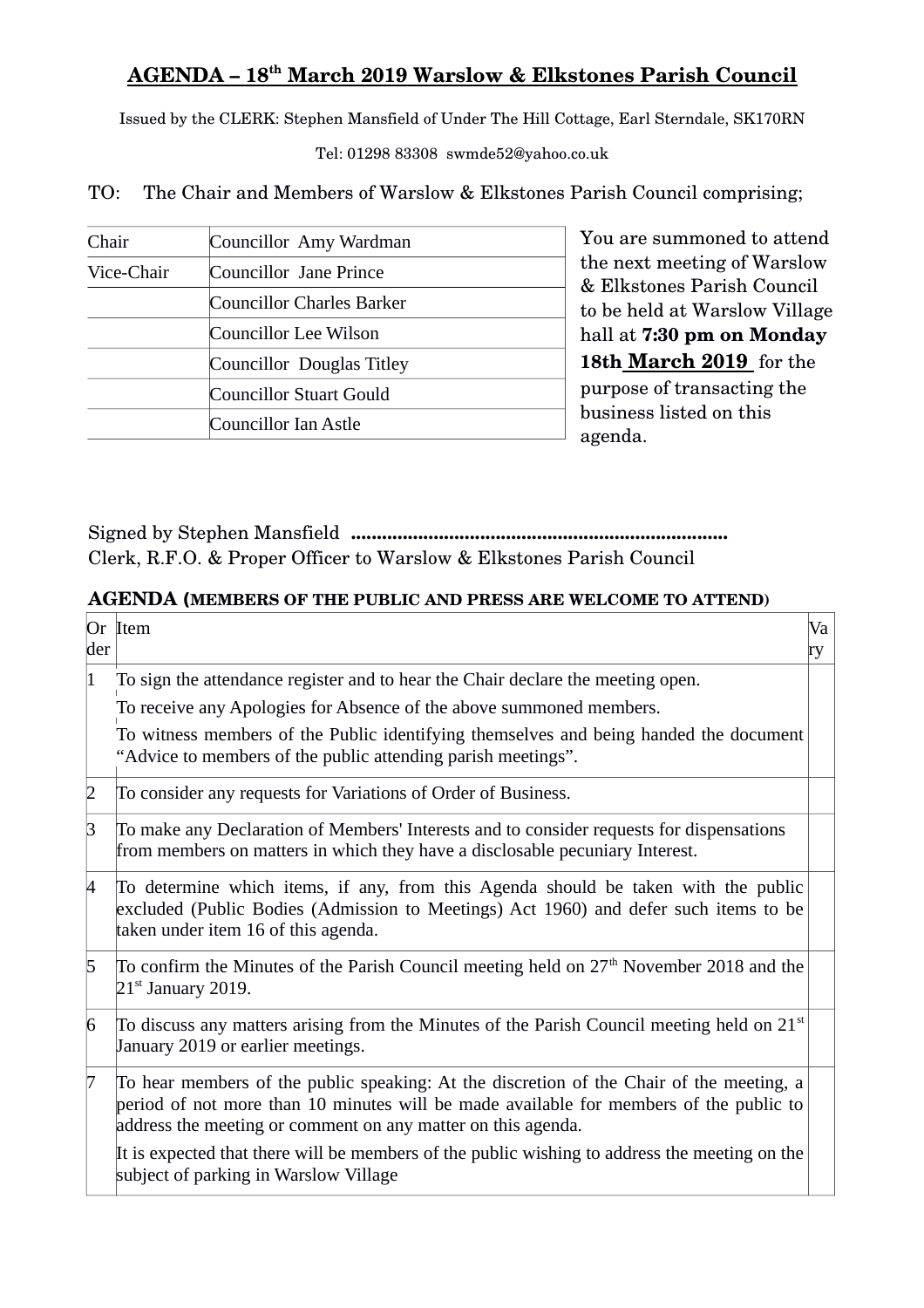# AGENDA – 18th March 2019 Warslow & Elkstones Parish Council

Issued by the CLERK: Stephen Mansfield of Under The Hill Cottage, Earl Sterndale, SK170RN

Tel: 01298 83308 swmde52@yahoo.co.uk

TO: The Chair and Members of Warslow & Elkstones Parish Council comprising;

| | |
|---|---|
| Chair | Councillor Amy Wardman |
| Vice-Chair | Councillor Jane Prince |
| | Councillor Charles Barker |
| | Councillor Lee Wilson |
| | Councillor Douglas Titley |
| | Councillor Stuart Gould |
| | Councillor Ian Astle |

You are summoned to attend the next meeting of Warslow & Elkstones Parish Council to be held at Warslow Village hall at **7:30 pm on Monday 18th March 2019** for the purpose of transacting the business listed on this agenda.

Signed by Stephen Mansfield ........................................................................
Clerk, R.F.O. & Proper Officer to Warslow & Elkstones Parish Council

**AGENDA (MEMBERS OF THE PUBLIC AND PRESS ARE WELCOME TO ATTEND)**

| Order | Item | Vary |
|---|---|---|
| 1 | To sign the attendance register and to hear the Chair declare the meeting open.<br>To receive any Apologies for Absence of the above summoned members.<br>To witness members of the Public identifying themselves and being handed the document "Advice to members of the public attending parish meetings". | |
| 2 | To consider any requests for Variations of Order of Business. | |
| 3 | To make any Declaration of Members' Interests and to consider requests for dispensations from members on matters in which they have a disclosable pecuniary Interest. | |
| 4 | To determine which items, if any, from this Agenda should be taken with the public excluded (Public Bodies (Admission to Meetings) Act 1960) and defer such items to be taken under item 16 of this agenda. | |
| 5 | To confirm the Minutes of the Parish Council meeting held on 27th November 2018 and the 21st January 2019. | |
| 6 | To discuss any matters arising from the Minutes of the Parish Council meeting held on 21st January 2019 or earlier meetings. | |
| 7 | To hear members of the public speaking: At the discretion of the Chair of the meeting, a period of not more than 10 minutes will be made available for members of the public to address the meeting or comment on any matter on this agenda.<br>It is expected that there will be members of the public wishing to address the meeting on the subject of parking in Warslow Village | |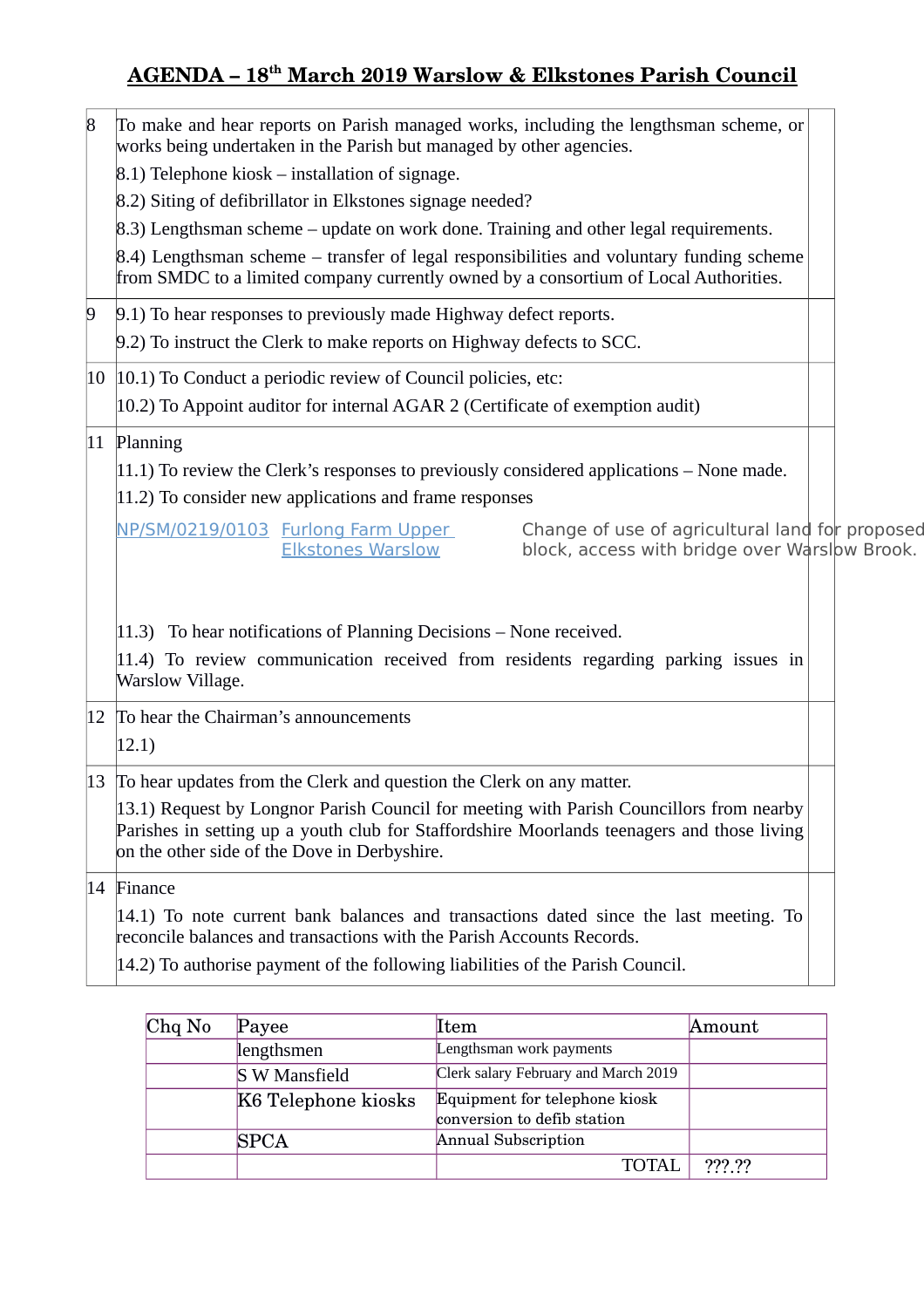# AGENDA – 18th March 2019 Warslow & Elkstones Parish Council

| | | |
|---|---|---|
| 8 | To make and hear reports on Parish managed works, including the lengthsman scheme, or works being undertaken in the Parish but managed by other agencies.<br>8.1) Telephone kiosk – installation of signage.<br>8.2) Siting of defibrillator in Elkstones signage needed?<br>8.3) Lengthsman scheme – update on work done. Training and other legal requirements.<br>8.4) Lengthsman scheme – transfer of legal responsibilities and voluntary funding scheme from SMDC to a limited company currently owned by a consortium of Local Authorities. | |
| 9 | 9.1) To hear responses to previously made Highway defect reports.<br>9.2) To instruct the Clerk to make reports on Highway defects to SCC. | |
| 10 | 10.1) To Conduct a periodic review of Council policies, etc:<br>10.2) To Appoint auditor for internal AGAR 2 (Certificate of exemption audit) | |
| 11 | Planning<br>11.1) To review the Clerk's responses to previously considered applications – None made.<br>11.2) To consider new applications and frame responses<br>NP/SM/0219/0103 — Furlong Farm Upper Elkstones Warslow — Change of use of agricultural land for proposed block, access with bridge over Warslow Brook.<br>11.3) To hear notifications of Planning Decisions – None received.<br>11.4) To review communication received from residents regarding parking issues in Warslow Village. | |
| 12 | To hear the Chairman's announcements<br>12.1) | |
| 13 | To hear updates from the Clerk and question the Clerk on any matter.<br>13.1) Request by Longnor Parish Council for meeting with Parish Councillors from nearby Parishes in setting up a youth club for Staffordshire Moorlands teenagers and those living on the other side of the Dove in Derbyshire. | |
| 14 | Finance<br>14.1) To note current bank balances and transactions dated since the last meeting. To reconcile balances and transactions with the Parish Accounts Records.<br>14.2) To authorise payment of the following liabilities of the Parish Council. | |

| Chq No | Payee | Item | Amount |
|---|---|---|---|
| | lengthsmen | Lengthsman work payments | |
| | S W Mansfield | Clerk salary February and March 2019 | |
| | K6 Telephone kiosks | Equipment for telephone kiosk conversion to defib station | |
| | SPCA | Annual Subscription | |
| | | TOTAL | ???.?? |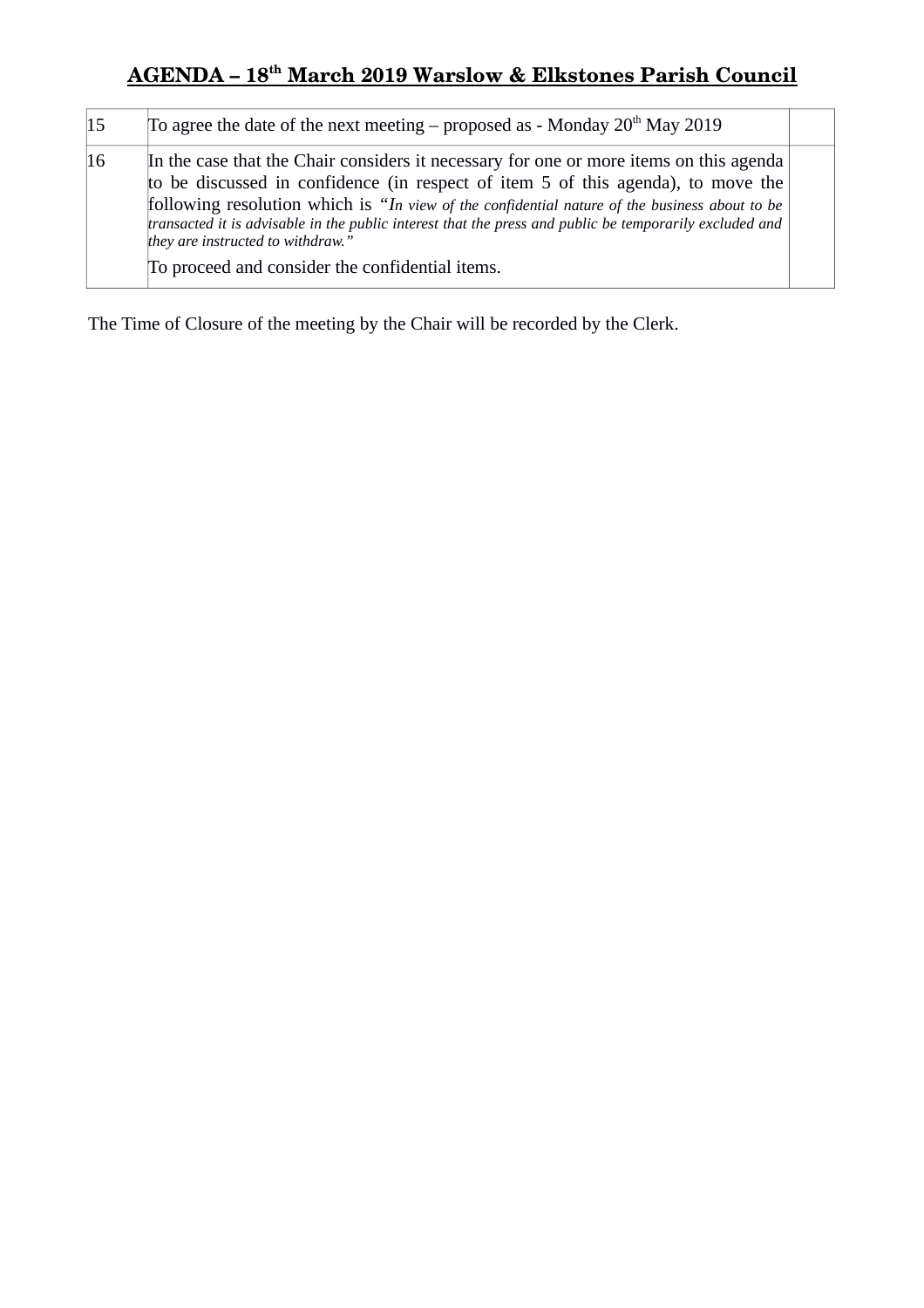## AGENDA – 18th March 2019 Warslow & Elkstones Parish Council

| | | |
|---|---|---|
| 15 | To agree the date of the next meeting – proposed as - Monday 20th May 2019 | |
| 16 | In the case that the Chair considers it necessary for one or more items on this agenda to be discussed in confidence (in respect of item 5 of this agenda), to move the following resolution which is *"In view of the confidential nature of the business about to be transacted it is advisable in the public interest that the press and public be temporarily excluded and they are instructed to withdraw."*<br>To proceed and consider the confidential items. | |

The Time of Closure of the meeting by the Chair will be recorded by the Clerk.